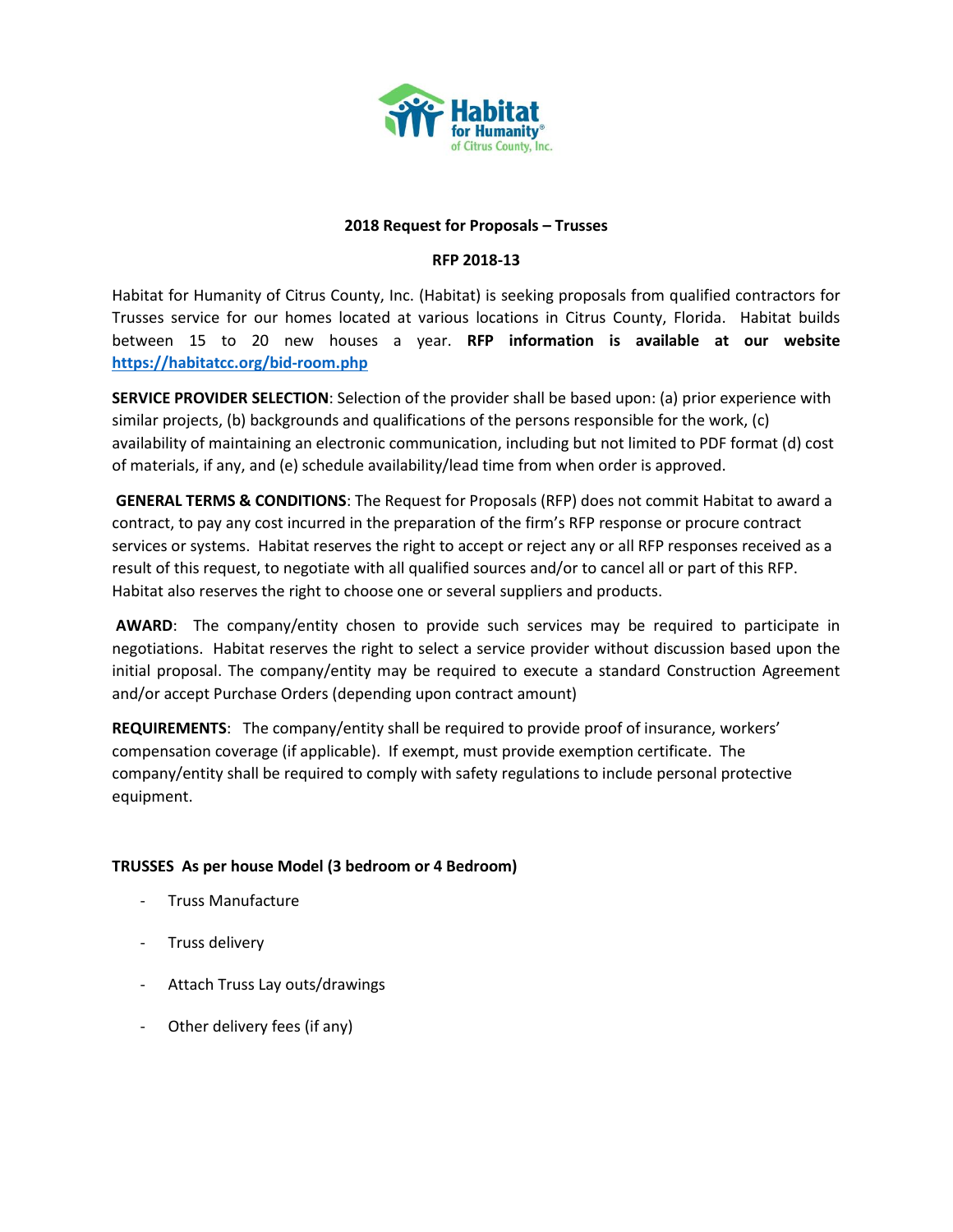Habitat for Humanity® of Citrus County, Inc.

**2018 Request for Proposals – Trusses**

**RFP 2018-13**

Habitat for Humanity of Citrus County, Inc. (Habitat) is seeking proposals from qualified contractors for Trusses service for our homes located at various locations in Citrus County, Florida. Habitat builds between 15 to 20 new houses a year. **RFP information is available at our website [https://habitatcc.org/bid-room.php](https://habitatcc.org/bid-room.php)**

**SERVICE PROVIDER SELECTION**: Selection of the provider shall be based upon: (a) prior experience with similar projects, (b) backgrounds and qualifications of the persons responsible for the work, (c) availability of maintaining an electronic communication, including but not limited to PDF format (d) cost of materials, if any, and (e) schedule availability/lead time from when order is approved.

**GENERAL TERMS & CONDITIONS**: The Request for Proposals (RFP) does not commit Habitat to award a contract, to pay any cost incurred in the preparation of the firm's RFP response or procure contract services or systems. Habitat reserves the right to accept or reject any or all RFP responses received as a result of this request, to negotiate with all qualified sources and/or to cancel all or part of this RFP. Habitat also reserves the right to choose one or several suppliers and products.

**AWARD**: The company/entity chosen to provide such services may be required to participate in negotiations. Habitat reserves the right to select a service provider without discussion based upon the initial proposal. The company/entity may be required to execute a standard Construction Agreement and/or accept Purchase Orders (depending upon contract amount)

**REQUIREMENTS**: The company/entity shall be required to provide proof of insurance, workers' compensation coverage (if applicable). If exempt, must provide exemption certificate. The company/entity shall be required to comply with safety regulations to include personal protective equipment.

**TRUSSES As per house Model (3 bedroom or 4 Bedroom)**

- Truss Manufacture
- Truss delivery
- Attach Truss Lay outs/drawings
- Other delivery fees (if any)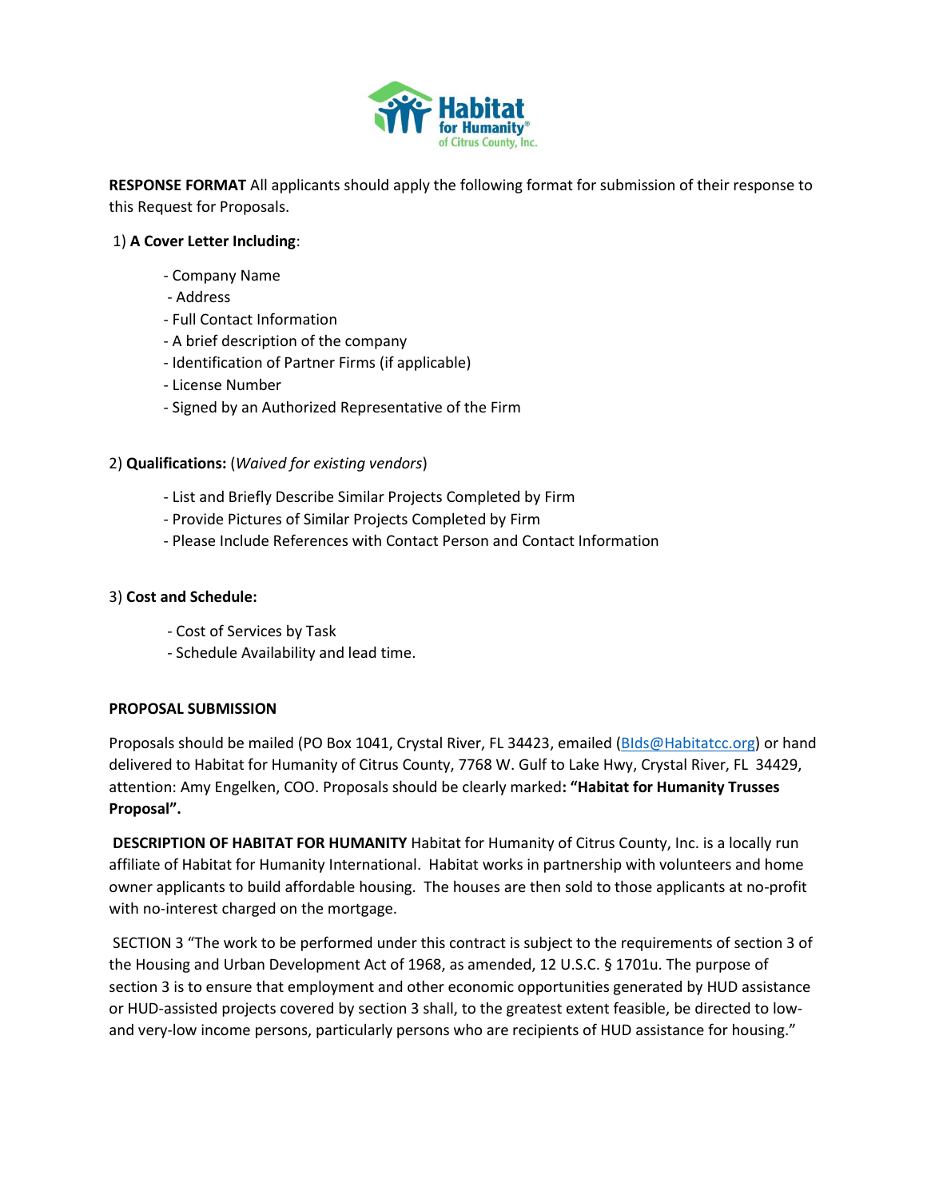Habitat for Humanity® of Citrus County, Inc.

**RESPONSE FORMAT** All applicants should apply the following format for submission of their response to this Request for Proposals.

1) **A Cover Letter Including**:

- Company Name
- Address
- Full Contact Information
- A brief description of the company
- Identification of Partner Firms (if applicable)
- License Number
- Signed by an Authorized Representative of the Firm

2) **Qualifications:** (*Waived for existing vendors*)

- List and Briefly Describe Similar Projects Completed by Firm
- Provide Pictures of Similar Projects Completed by Firm
- Please Include References with Contact Person and Contact Information

3) **Cost and Schedule:**

- Cost of Services by Task
- Schedule Availability and lead time.

**PROPOSAL SUBMISSION**

Proposals should be mailed (PO Box 1041, Crystal River, FL 34423, emailed (BIds@Habitatcc.org) or hand delivered to Habitat for Humanity of Citrus County, 7768 W. Gulf to Lake Hwy, Crystal River, FL 34429, attention: Amy Engelken, COO. Proposals should be clearly marked**: "Habitat for Humanity Trusses Proposal".**

**DESCRIPTION OF HABITAT FOR HUMANITY** Habitat for Humanity of Citrus County, Inc. is a locally run affiliate of Habitat for Humanity International. Habitat works in partnership with volunteers and home owner applicants to build affordable housing. The houses are then sold to those applicants at no-profit with no-interest charged on the mortgage.

SECTION 3 "The work to be performed under this contract is subject to the requirements of section 3 of the Housing and Urban Development Act of 1968, as amended, 12 U.S.C. § 1701u. The purpose of section 3 is to ensure that employment and other economic opportunities generated by HUD assistance or HUD-assisted projects covered by section 3 shall, to the greatest extent feasible, be directed to low- and very-low income persons, particularly persons who are recipients of HUD assistance for housing."